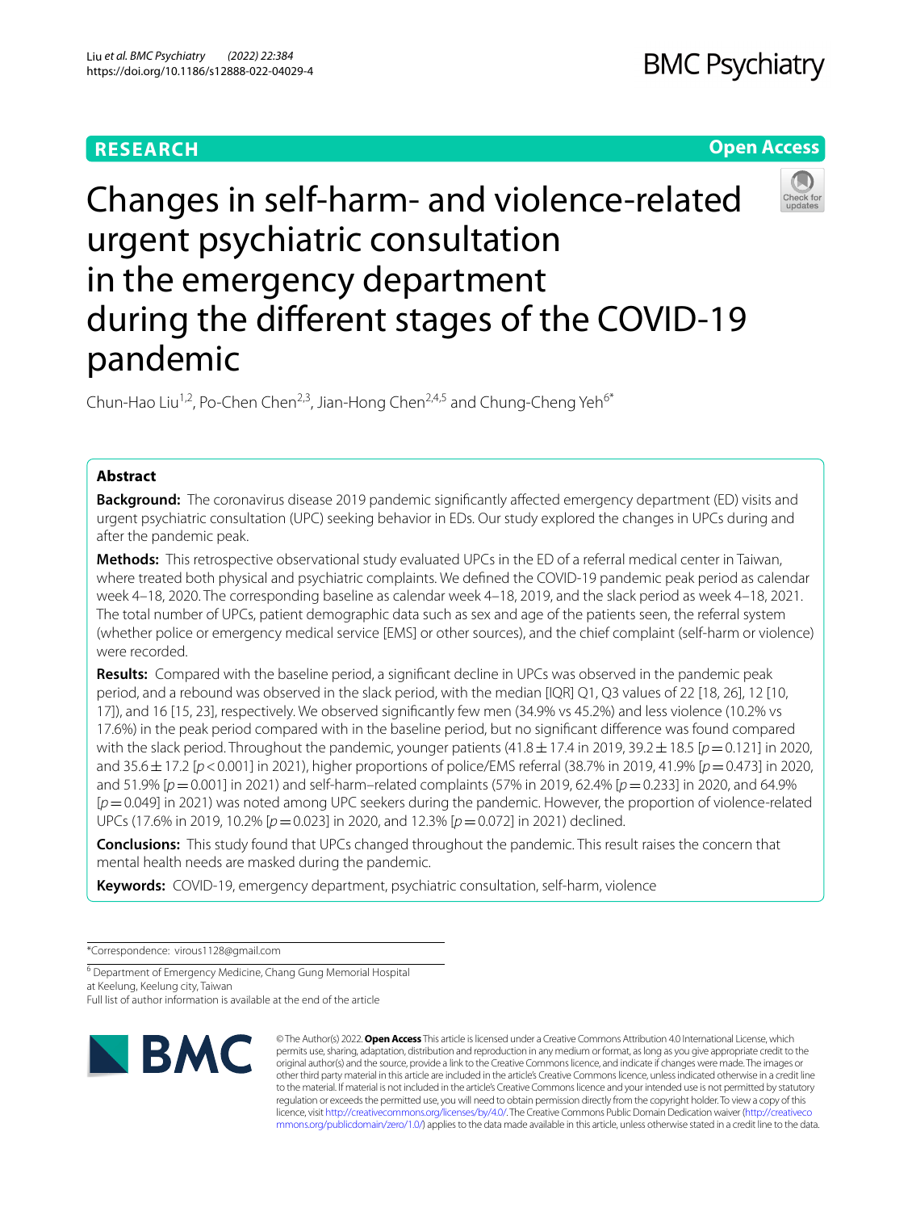RESEARCH

Open Access

# Changes in self-harm- and violence-related urgent psychiatric consultation in the emergency department during the different stages of the COVID-19 pandemic

Chun-Hao Liu[1,2], Po-Chen Chen[2,3], Jian-Hong Chen[2,4,5] and Chung-Cheng Yeh[6*]

## Abstract

**Background:** The coronavirus disease 2019 pandemic significantly affected emergency department (ED) visits and urgent psychiatric consultation (UPC) seeking behavior in EDs. Our study explored the changes in UPCs during and after the pandemic peak.

**Methods:** This retrospective observational study evaluated UPCs in the ED of a referral medical center in Taiwan, where treated both physical and psychiatric complaints. We defined the COVID-19 pandemic peak period as calendar week 4–18, 2020. The corresponding baseline as calendar week 4–18, 2019, and the slack period as week 4–18, 2021. The total number of UPCs, patient demographic data such as sex and age of the patients seen, the referral system (whether police or emergency medical service [EMS] or other sources), and the chief complaint (self-harm or violence) were recorded.

**Results:** Compared with the baseline period, a significant decline in UPCs was observed in the pandemic peak period, and a rebound was observed in the slack period, with the median [IQR] Q1, Q3 values of 22 [18, 26], 12 [10, 17]), and 16 [15, 23], respectively. We observed significantly few men (34.9% vs 45.2%) and less violence (10.2% vs 17.6%) in the peak period compared with in the baseline period, but no significant difference was found compared with the slack period. Throughout the pandemic, younger patients (41.8 ± 17.4 in 2019, 39.2 ± 18.5 [$p = 0.121$] in 2020, and 35.6 ± 17.2 [$p < 0.001$] in 2021), higher proportions of police/EMS referral (38.7% in 2019, 41.9% [$p = 0.473$] in 2020, and 51.9% [$p = 0.001$] in 2021) and self-harm–related complaints (57% in 2019, 62.4% [$p = 0.233$] in 2020, and 64.9% [$p = 0.049$] in 2021) was noted among UPC seekers during the pandemic. However, the proportion of violence-related UPCs (17.6% in 2019, 10.2% [$p = 0.023$] in 2020, and 12.3% [$p = 0.072$] in 2021) declined.

**Conclusions:** This study found that UPCs changed throughout the pandemic. This result raises the concern that mental health needs are masked during the pandemic.

**Keywords:** COVID-19, emergency department, psychiatric consultation, self-harm, violence

*Correspondence: virous1128@gmail.com

[6] Department of Emergency Medicine, Chang Gung Memorial Hospital at Keelung, Keelung city, Taiwan

Full list of author information is available at the end of the article

© The Author(s) 2022. **Open Access** This article is licensed under a Creative Commons Attribution 4.0 International License, which permits use, sharing, adaptation, distribution and reproduction in any medium or format, as long as you give appropriate credit to the original author(s) and the source, provide a link to the Creative Commons licence, and indicate if changes were made. The images or other third party material in this article are included in the article's Creative Commons licence, unless indicated otherwise in a credit line to the material. If material is not included in the article's Creative Commons licence and your intended use is not permitted by statutory regulation or exceeds the permitted use, you will need to obtain permission directly from the copyright holder. To view a copy of this licence, visit http://creativecommons.org/licenses/by/4.0/. The Creative Commons Public Domain Dedication waiver (http://creativecommons.org/publicdomain/zero/1.0/) applies to the data made available in this article, unless otherwise stated in a credit line to the data.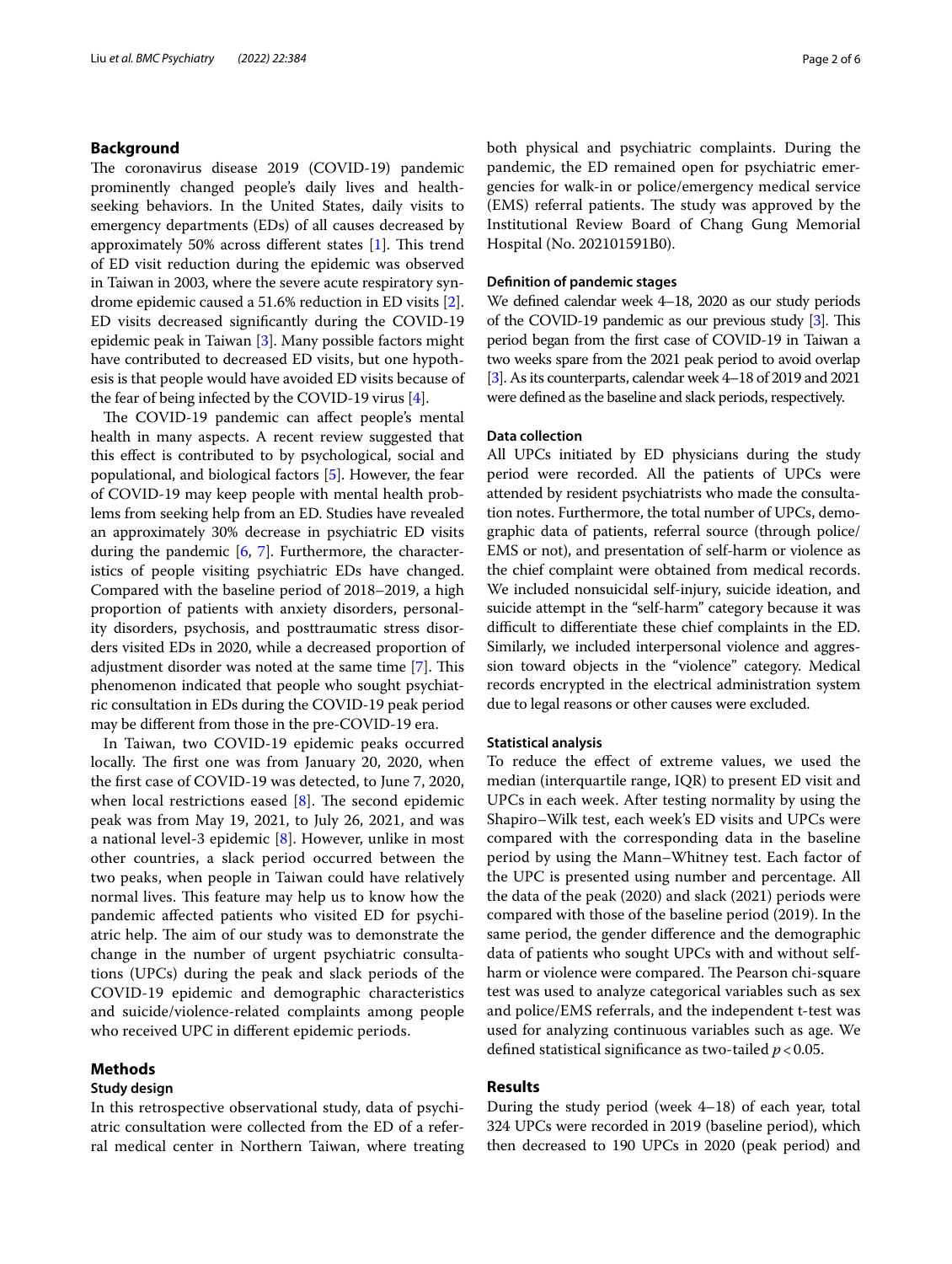## Background

The coronavirus disease 2019 (COVID-19) pandemic prominently changed people's daily lives and health-seeking behaviors. In the United States, daily visits to emergency departments (EDs) of all causes decreased by approximately 50% across different states [1]. This trend of ED visit reduction during the epidemic was observed in Taiwan in 2003, where the severe acute respiratory syndrome epidemic caused a 51.6% reduction in ED visits [2]. ED visits decreased significantly during the COVID-19 epidemic peak in Taiwan [3]. Many possible factors might have contributed to decreased ED visits, but one hypothesis is that people would have avoided ED visits because of the fear of being infected by the COVID-19 virus [4].

The COVID-19 pandemic can affect people's mental health in many aspects. A recent review suggested that this effect is contributed to by psychological, social and populational, and biological factors [5]. However, the fear of COVID-19 may keep people with mental health problems from seeking help from an ED. Studies have revealed an approximately 30% decrease in psychiatric ED visits during the pandemic [6, 7]. Furthermore, the characteristics of people visiting psychiatric EDs have changed. Compared with the baseline period of 2018–2019, a high proportion of patients with anxiety disorders, personality disorders, psychosis, and posttraumatic stress disorders visited EDs in 2020, while a decreased proportion of adjustment disorder was noted at the same time [7]. This phenomenon indicated that people who sought psychiatric consultation in EDs during the COVID-19 peak period may be different from those in the pre-COVID-19 era.

In Taiwan, two COVID-19 epidemic peaks occurred locally. The first one was from January 20, 2020, when the first case of COVID-19 was detected, to June 7, 2020, when local restrictions eased [8]. The second epidemic peak was from May 19, 2021, to July 26, 2021, and was a national level-3 epidemic [8]. However, unlike in most other countries, a slack period occurred between the two peaks, when people in Taiwan could have relatively normal lives. This feature may help us to know how the pandemic affected patients who visited ED for psychiatric help. The aim of our study was to demonstrate the change in the number of urgent psychiatric consultations (UPCs) during the peak and slack periods of the COVID-19 epidemic and demographic characteristics and suicide/violence-related complaints among people who received UPC in different epidemic periods.

## Methods

### Study design

In this retrospective observational study, data of psychiatric consultation were collected from the ED of a referral medical center in Northern Taiwan, where treating both physical and psychiatric complaints. During the pandemic, the ED remained open for psychiatric emergencies for walk-in or police/emergency medical service (EMS) referral patients. The study was approved by the Institutional Review Board of Chang Gung Memorial Hospital (No. 202101591B0).

### Definition of pandemic stages

We defined calendar week 4–18, 2020 as our study periods of the COVID-19 pandemic as our previous study [3]. This period began from the first case of COVID-19 in Taiwan a two weeks spare from the 2021 peak period to avoid overlap [3]. As its counterparts, calendar week 4–18 of 2019 and 2021 were defined as the baseline and slack periods, respectively.

### Data collection

All UPCs initiated by ED physicians during the study period were recorded. All the patients of UPCs were attended by resident psychiatrists who made the consultation notes. Furthermore, the total number of UPCs, demographic data of patients, referral source (through police/EMS or not), and presentation of self-harm or violence as the chief complaint were obtained from medical records. We included nonsuicidal self-injury, suicide ideation, and suicide attempt in the "self-harm" category because it was difficult to differentiate these chief complaints in the ED. Similarly, we included interpersonal violence and aggression toward objects in the "violence" category. Medical records encrypted in the electrical administration system due to legal reasons or other causes were excluded.

### Statistical analysis

To reduce the effect of extreme values, we used the median (interquartile range, IQR) to present ED visit and UPCs in each week. After testing normality by using the Shapiro–Wilk test, each week's ED visits and UPCs were compared with the corresponding data in the baseline period by using the Mann–Whitney test. Each factor of the UPC is presented using number and percentage. All the data of the peak (2020) and slack (2021) periods were compared with those of the baseline period (2019). In the same period, the gender difference and the demographic data of patients who sought UPCs with and without self-harm or violence were compared. The Pearson chi-square test was used to analyze categorical variables such as sex and police/EMS referrals, and the independent t-test was used for analyzing continuous variables such as age. We defined statistical significance as two-tailed $p < 0.05$.

## Results

During the study period (week 4–18) of each year, total 324 UPCs were recorded in 2019 (baseline period), which then decreased to 190 UPCs in 2020 (peak period) and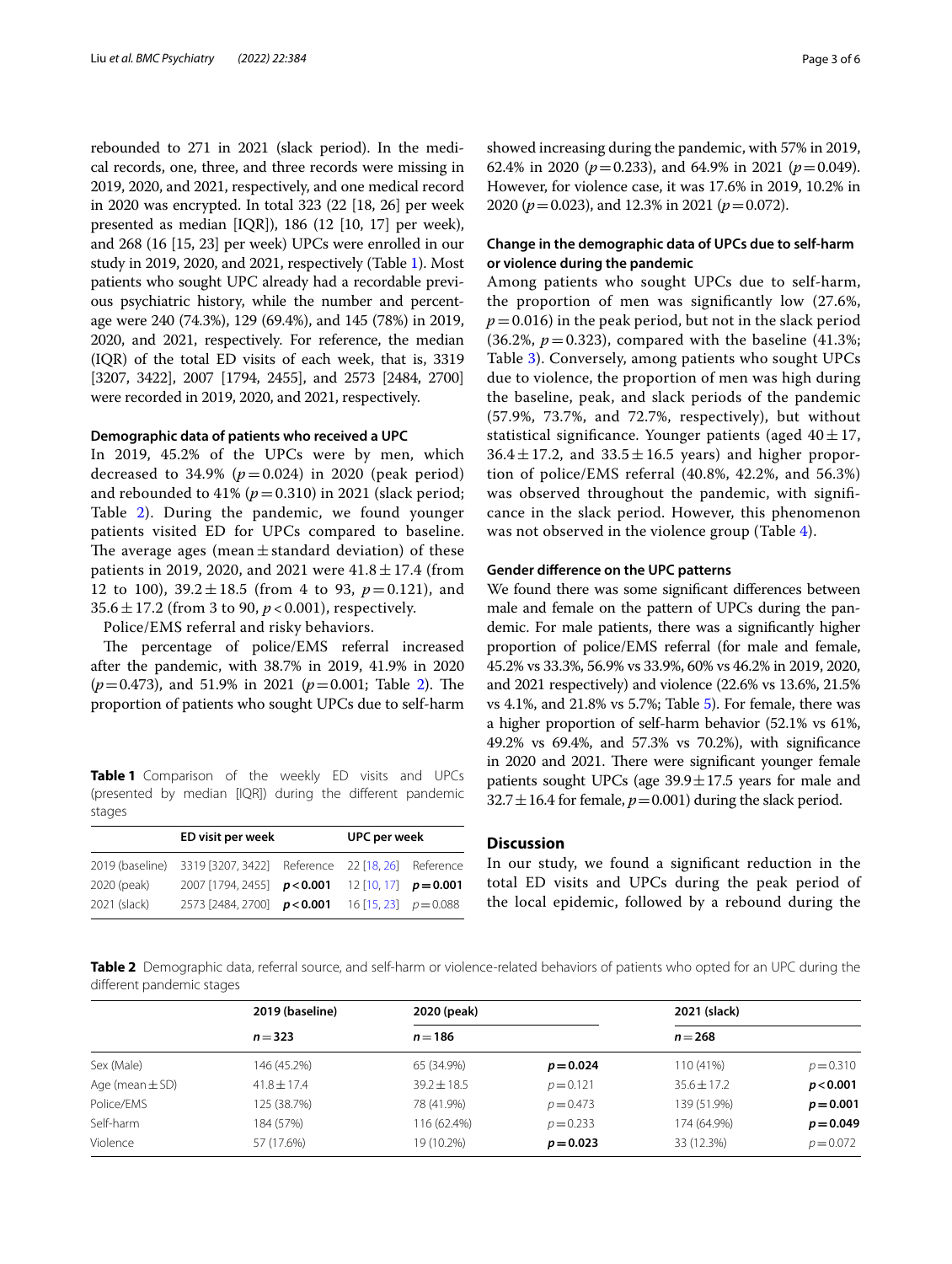rebounded to 271 in 2021 (slack period). In the medical records, one, three, and three records were missing in 2019, 2020, and 2021, respectively, and one medical record in 2020 was encrypted. In total 323 (22 [18, 26] per week presented as median [IQR]), 186 (12 [10, 17] per week), and 268 (16 [15, 23] per week) UPCs were enrolled in our study in 2019, 2020, and 2021, respectively (Table 1). Most patients who sought UPC already had a recordable previous psychiatric history, while the number and percentage were 240 (74.3%), 129 (69.4%), and 145 (78%) in 2019, 2020, and 2021, respectively. For reference, the median (IQR) of the total ED visits of each week, that is, 3319 [3207, 3422], 2007 [1794, 2455], and 2573 [2484, 2700] were recorded in 2019, 2020, and 2021, respectively.

#### Demographic data of patients who received a UPC

In 2019, 45.2% of the UPCs were by men, which decreased to 34.9% ($p=0.024$) in 2020 (peak period) and rebounded to 41% ($p=0.310$) in 2021 (slack period; Table 2). During the pandemic, we found younger patients visited ED for UPCs compared to baseline. The average ages (mean ± standard deviation) of these patients in 2019, 2020, and 2021 were 41.8 ± 17.4 (from 12 to 100), 39.2 ± 18.5 (from 4 to 93, $p=0.121$), and 35.6 ± 17.2 (from 3 to 90, $p<0.001$), respectively.

Police/EMS referral and risky behaviors.

The percentage of police/EMS referral increased after the pandemic, with 38.7% in 2019, 41.9% in 2020 ($p=0.473$), and 51.9% in 2021 ($p=0.001$; Table 2). The proportion of patients who sought UPCs due to self-harm showed increasing during the pandemic, with 57% in 2019, 62.4% in 2020 ($p=0.233$), and 64.9% in 2021 ($p=0.049$). However, for violence case, it was 17.6% in 2019, 10.2% in 2020 ($p=0.023$), and 12.3% in 2021 ($p=0.072$).

#### Change in the demographic data of UPCs due to self-harm or violence during the pandemic

Among patients who sought UPCs due to self-harm, the proportion of men was significantly low (27.6%, $p=0.016$) in the peak period, but not in the slack period (36.2%, $p=0.323$), compared with the baseline (41.3%; Table 3). Conversely, among patients who sought UPCs due to violence, the proportion of men was high during the baseline, peak, and slack periods of the pandemic (57.9%, 73.7%, and 72.7%, respectively), but without statistical significance. Younger patients (aged 40 ± 17, 36.4 ± 17.2, and 33.5 ± 16.5 years) and higher proportion of police/EMS referral (40.8%, 42.2%, and 56.3%) was observed throughout the pandemic, with significance in the slack period. However, this phenomenon was not observed in the violence group (Table 4).

#### Gender difference on the UPC patterns

We found there was some significant differences between male and female on the pattern of UPCs during the pandemic. For male patients, there was a significantly higher proportion of police/EMS referral (for male and female, 45.2% vs 33.3%, 56.9% vs 33.9%, 60% vs 46.2% in 2019, 2020, and 2021 respectively) and violence (22.6% vs 13.6%, 21.5% vs 4.1%, and 21.8% vs 5.7%; Table 5). For female, there was a higher proportion of self-harm behavior (52.1% vs 61%, 49.2% vs 69.4%, and 57.3% vs 70.2%), with significance in 2020 and 2021. There were significant younger female patients sought UPCs (age 39.9 ± 17.5 years for male and 32.7 ± 16.4 for female, $p=0.001$) during the slack period.

**Table 1** Comparison of the weekly ED visits and UPCs (presented by median [IQR]) during the different pandemic stages

| | ED visit per week | | UPC per week | |
|---|---|---|---|---|
| 2019 (baseline) | 3319 [3207, 3422] | Reference | 22 [18, 26] | Reference |
| 2020 (peak) | 2007 [1794, 2455] | **$p<0.001$** | 12 [10, 17] | **$p=0.001$** |
| 2021 (slack) | 2573 [2484, 2700] | **$p<0.001$** | 16 [15, 23] | $p=0.088$ |

## Discussion

In our study, we found a significant reduction in the total ED visits and UPCs during the peak period of the local epidemic, followed by a rebound during the

**Table 2** Demographic data, referral source, and self-harm or violence-related behaviors of patients who opted for an UPC during the different pandemic stages

| | 2019 (baseline) | 2020 (peak) | | 2021 (slack) | |
|---|---|---|---|---|---|
| | $n=323$ | $n=186$ | | $n=268$ | |
| Sex (Male) | 146 (45.2%) | 65 (34.9%) | **$p=0.024$** | 110 (41%) | $p=0.310$ |
| Age (mean ± SD) | 41.8 ± 17.4 | 39.2 ± 18.5 | $p=0.121$ | 35.6 ± 17.2 | **$p<0.001$** |
| Police/EMS | 125 (38.7%) | 78 (41.9%) | $p=0.473$ | 139 (51.9%) | **$p=0.001$** |
| Self-harm | 184 (57%) | 116 (62.4%) | $p=0.233$ | 174 (64.9%) | **$p=0.049$** |
| Violence | 57 (17.6%) | 19 (10.2%) | **$p=0.023$** | 33 (12.3%) | $p=0.072$ |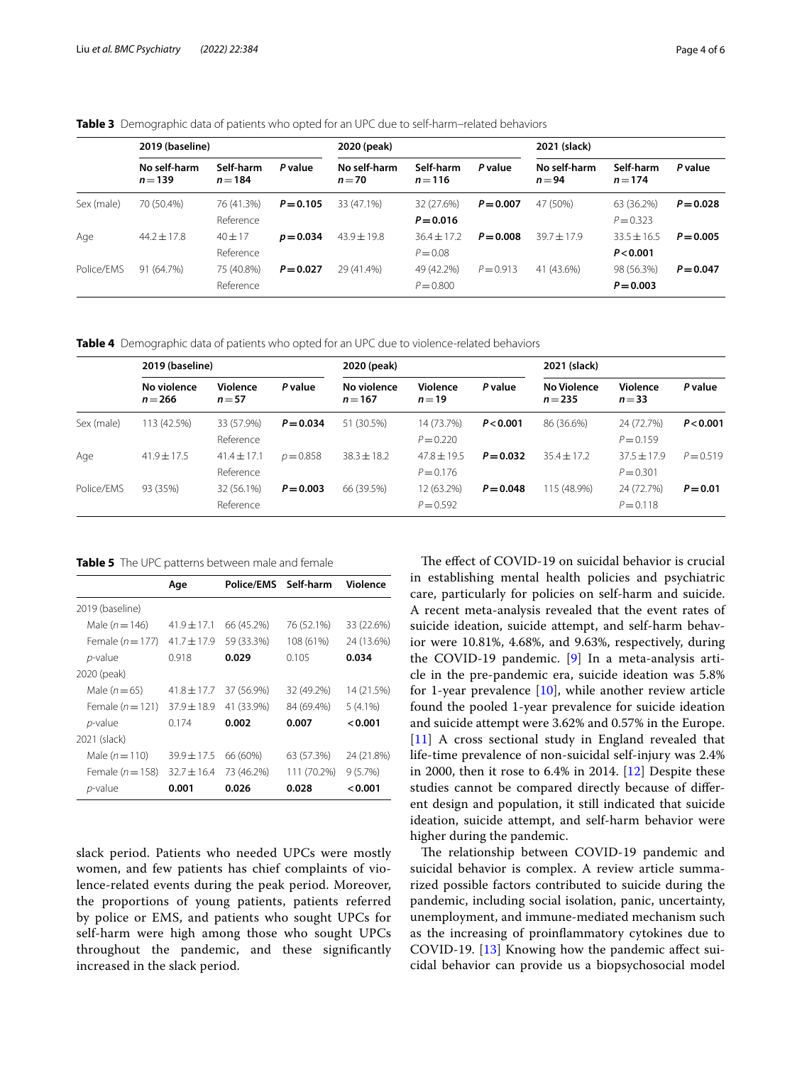**Table 3** Demographic data of patients who opted for an UPC due to self-harm–related behaviors

| | 2019 (baseline) | | | 2020 (peak) | | | 2021 (slack) | | |
|---|---|---|---|---|---|---|---|---|---|
| | No self-harm $n=139$ | Self-harm $n=184$ | P value | No self-harm $n=70$ | Self-harm $n=116$ | P value | No self-harm $n=94$ | Self-harm $n=174$ | P value |
| Sex (male) | 70 (50.4%) | 76 (41.3%) Reference | **$P=0.105$** | 33 (47.1%) | 32 (27.6%) **$P=0.016$** | **$P=0.007$** | 47 (50%) | 63 (36.2%) $P=0.323$ | **$P=0.028$** |
| Age | 44.2 ± 17.8 | 40 ± 17 Reference | **$p=0.034$** | 43.9 ± 19.8 | 36.4 ± 17.2 $P=0.08$ | **$P=0.008$** | 39.7 ± 17.9 | 33.5 ± 16.5 **$P<0.001$** | **$P=0.005$** |
| Police/EMS | 91 (64.7%) | 75 (40.8%) Reference | **$P=0.027$** | 29 (41.4%) | 49 (42.2%) $P=0.800$ | $P=0.913$ | 41 (43.6%) | 98 (56.3%) **$P=0.003$** | **$P=0.047$** |

**Table 4** Demographic data of patients who opted for an UPC due to violence-related behaviors

| | 2019 (baseline) | | | 2020 (peak) | | | 2021 (slack) | | |
|---|---|---|---|---|---|---|---|---|---|
| | No violence $n=266$ | Violence $n=57$ | P value | No violence $n=167$ | Violence $n=19$ | P value | No Violence $n=235$ | Violence $n=33$ | P value |
| Sex (male) | 113 (42.5%) | 33 (57.9%) Reference | **$P=0.034$** | 51 (30.5%) | 14 (73.7%) $P=0.220$ | **$P<0.001$** | 86 (36.6%) | 24 (72.7%) $P=0.159$ | **$P<0.001$** |
| Age | 41.9 ± 17.5 | 41.4 ± 17.1 Reference | $p=0.858$ | 38.3 ± 18.2 | 47.8 ± 19.5 $P=0.176$ | **$P=0.032$** | 35.4 ± 17.2 | 37.5 ± 17.9 $P=0.301$ | $P=0.519$ |
| Police/EMS | 93 (35%) | 32 (56.1%) Reference | **$P=0.003$** | 66 (39.5%) | 12 (63.2%) $P=0.592$ | **$P=0.048$** | 115 (48.9%) | 24 (72.7%) $P=0.118$ | **$P=0.01$** |

**Table 5** The UPC patterns between male and female

| | Age | Police/EMS | Self-harm | Violence |
|---|---|---|---|---|
| 2019 (baseline) | | | | |
| Male ($n=146$) | 41.9 ± 17.1 | 66 (45.2%) | 76 (52.1%) | 33 (22.6%) |
| Female ($n=177$) | 41.7 ± 17.9 | 59 (33.3%) | 108 (61%) | 24 (13.6%) |
| *p*-value | 0.918 | **0.029** | 0.105 | **0.034** |
| 2020 (peak) | | | | |
| Male ($n=65$) | 41.8 ± 17.7 | 37 (56.9%) | 32 (49.2%) | 14 (21.5%) |
| Female ($n=121$) | 37.9 ± 18.9 | 41 (33.9%) | 84 (69.4%) | 5 (4.1%) |
| *p*-value | 0.174 | **0.002** | **0.007** | **< 0.001** |
| 2021 (slack) | | | | |
| Male ($n=110$) | 39.9 ± 17.5 | 66 (60%) | 63 (57.3%) | 24 (21.8%) |
| Female ($n=158$) | 32.7 ± 16.4 | 73 (46.2%) | 111 (70.2%) | 9 (5.7%) |
| *p*-value | **0.001** | **0.026** | **0.028** | **< 0.001** |

slack period. Patients who needed UPCs were mostly women, and few patients has chief complaints of violence-related events during the peak period. Moreover, the proportions of young patients, patients referred by police or EMS, and patients who sought UPCs for self-harm were high among those who sought UPCs throughout the pandemic, and these significantly increased in the slack period.

The effect of COVID-19 on suicidal behavior is crucial in establishing mental health policies and psychiatric care, particularly for policies on self-harm and suicide. A recent meta-analysis revealed that the event rates of suicide ideation, suicide attempt, and self-harm behavior were 10.81%, 4.68%, and 9.63%, respectively, during the COVID-19 pandemic. [9] In a meta-analysis article in the pre-pandemic era, suicide ideation was 5.8% for 1-year prevalence [10], while another review article found the pooled 1-year prevalence for suicide ideation and suicide attempt were 3.62% and 0.57% in the Europe. [11] A cross sectional study in England revealed that life-time prevalence of non-suicidal self-injury was 2.4% in 2000, then it rose to 6.4% in 2014. [12] Despite these studies cannot be compared directly because of different design and population, it still indicated that suicide ideation, suicide attempt, and self-harm behavior were higher during the pandemic.

The relationship between COVID-19 pandemic and suicidal behavior is complex. A review article summarized possible factors contributed to suicide during the pandemic, including social isolation, panic, uncertainty, unemployment, and immune-mediated mechanism such as the increasing of proinflammatory cytokines due to COVID-19. [13] Knowing how the pandemic affect suicidal behavior can provide us a biopsychosocial model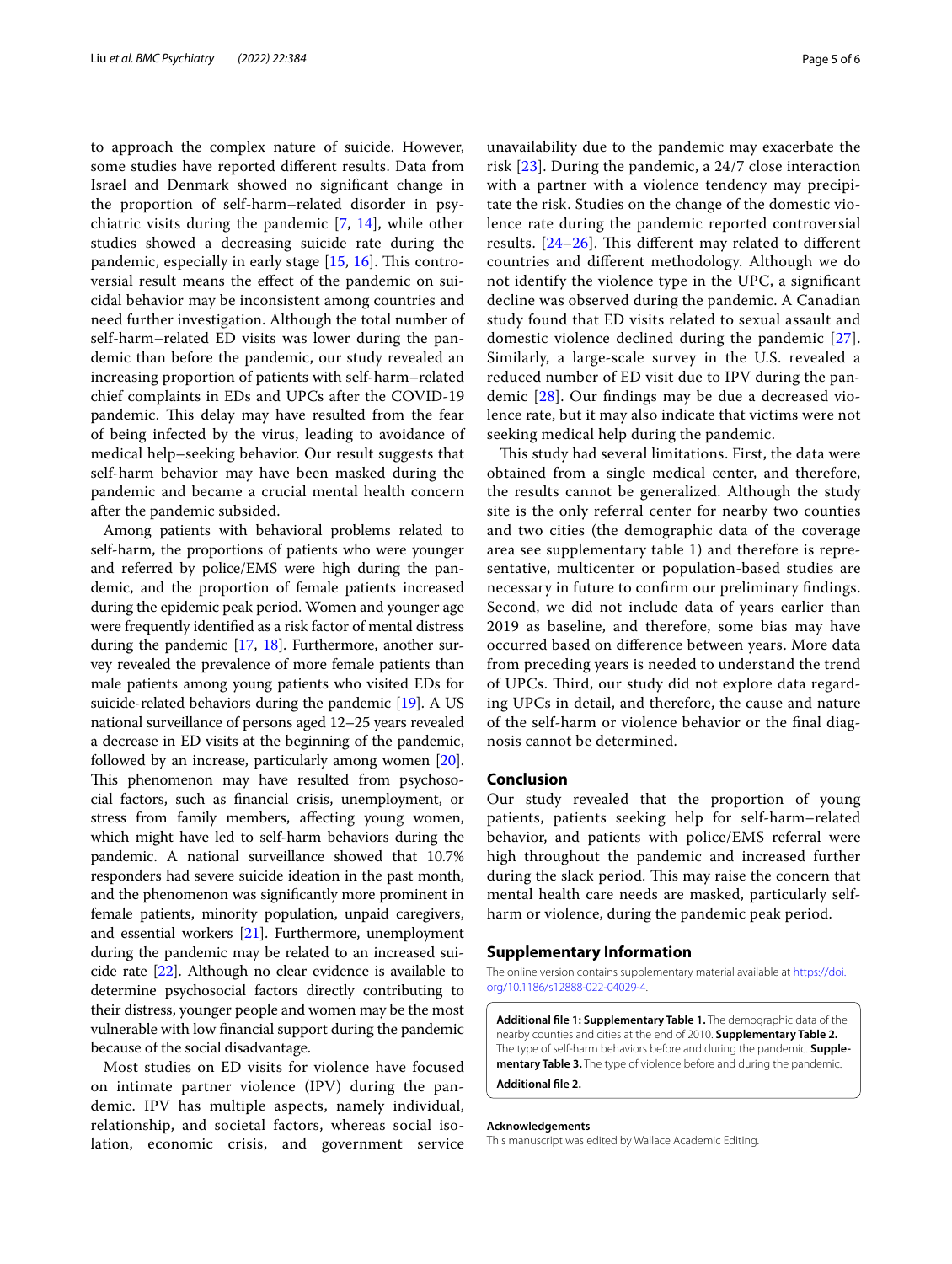to approach the complex nature of suicide. However, some studies have reported different results. Data from Israel and Denmark showed no significant change in the proportion of self-harm–related disorder in psychiatric visits during the pandemic [7, 14], while other studies showed a decreasing suicide rate during the pandemic, especially in early stage [15, 16]. This controversial result means the effect of the pandemic on suicidal behavior may be inconsistent among countries and need further investigation. Although the total number of self-harm–related ED visits was lower during the pandemic than before the pandemic, our study revealed an increasing proportion of patients with self-harm–related chief complaints in EDs and UPCs after the COVID-19 pandemic. This delay may have resulted from the fear of being infected by the virus, leading to avoidance of medical help–seeking behavior. Our result suggests that self-harm behavior may have been masked during the pandemic and became a crucial mental health concern after the pandemic subsided.

Among patients with behavioral problems related to self-harm, the proportions of patients who were younger and referred by police/EMS were high during the pandemic, and the proportion of female patients increased during the epidemic peak period. Women and younger age were frequently identified as a risk factor of mental distress during the pandemic [17, 18]. Furthermore, another survey revealed the prevalence of more female patients than male patients among young patients who visited EDs for suicide-related behaviors during the pandemic [19]. A US national surveillance of persons aged 12–25 years revealed a decrease in ED visits at the beginning of the pandemic, followed by an increase, particularly among women [20]. This phenomenon may have resulted from psychosocial factors, such as financial crisis, unemployment, or stress from family members, affecting young women, which might have led to self-harm behaviors during the pandemic. A national surveillance showed that 10.7% responders had severe suicide ideation in the past month, and the phenomenon was significantly more prominent in female patients, minority population, unpaid caregivers, and essential workers [21]. Furthermore, unemployment during the pandemic may be related to an increased suicide rate [22]. Although no clear evidence is available to determine psychosocial factors directly contributing to their distress, younger people and women may be the most vulnerable with low financial support during the pandemic because of the social disadvantage.

Most studies on ED visits for violence have focused on intimate partner violence (IPV) during the pandemic. IPV has multiple aspects, namely individual, relationship, and societal factors, whereas social isolation, economic crisis, and government service unavailability due to the pandemic may exacerbate the risk [23]. During the pandemic, a 24/7 close interaction with a partner with a violence tendency may precipitate the risk. Studies on the change of the domestic violence rate during the pandemic reported controversial results. [24–26]. This different may related to different countries and different methodology. Although we do not identify the violence type in the UPC, a significant decline was observed during the pandemic. A Canadian study found that ED visits related to sexual assault and domestic violence declined during the pandemic [27]. Similarly, a large-scale survey in the U.S. revealed a reduced number of ED visit due to IPV during the pandemic [28]. Our findings may be due a decreased violence rate, but it may also indicate that victims were not seeking medical help during the pandemic.

This study had several limitations. First, the data were obtained from a single medical center, and therefore, the results cannot be generalized. Although the study site is the only referral center for nearby two counties and two cities (the demographic data of the coverage area see supplementary table 1) and therefore is representative, multicenter or population-based studies are necessary in future to confirm our preliminary findings. Second, we did not include data of years earlier than 2019 as baseline, and therefore, some bias may have occurred based on difference between years. More data from preceding years is needed to understand the trend of UPCs. Third, our study did not explore data regarding UPCs in detail, and therefore, the cause and nature of the self-harm or violence behavior or the final diagnosis cannot be determined.

## Conclusion

Our study revealed that the proportion of young patients, patients seeking help for self-harm–related behavior, and patients with police/EMS referral were high throughout the pandemic and increased further during the slack period. This may raise the concern that mental health care needs are masked, particularly self-harm or violence, during the pandemic peak period.

## Supplementary Information

The online version contains supplementary material available at https://doi.org/10.1186/s12888-022-04029-4.

**Additional file 1: Supplementary Table 1.** The demographic data of the nearby counties and cities at the end of 2010. **Supplementary Table 2.** The type of self-harm behaviors before and during the pandemic. **Supplementary Table 3.** The type of violence before and during the pandemic.

**Additional file 2.**

### Acknowledgements

This manuscript was edited by Wallace Academic Editing.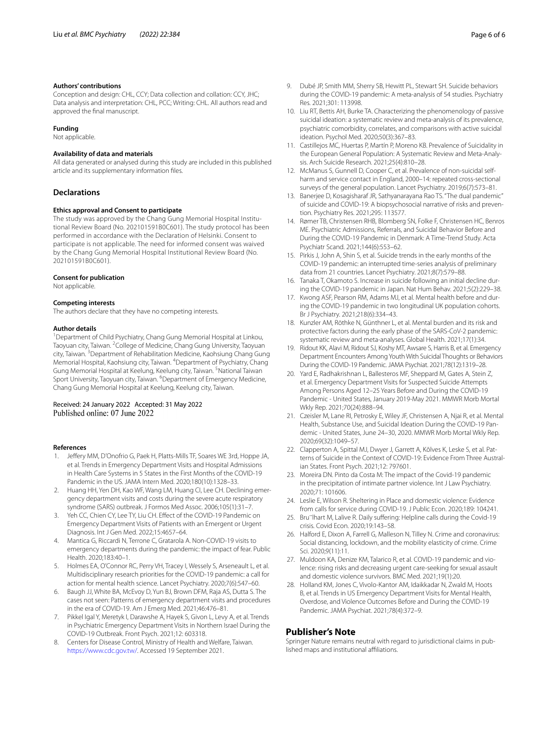#### Authors' contributions

Conception and design: CHL, CCY; Data collection and collation: CCY, JHC; Data analysis and interpretation: CHL, PCC; Writing: CHL. All authors read and approved the final manuscript.

#### Funding

Not applicable.

#### Availability of data and materials

All data generated or analysed during this study are included in this published article and its supplementary information files.

## Declarations

#### Ethics approval and Consent to participate

The study was approved by the Chang Gung Memorial Hospital Institutional Review Board (No. 202101591B0C601). The study protocol has been performed in accordance with the Declaration of Helsinki. Consent to participate is not applicable. The need for informed consent was waived by the Chang Gung Memorial Hospital Institutional Review Board (No. 202101591B0C601).

#### Consent for publication

Not applicable.

#### Competing interests

The authors declare that they have no competing interests.

#### Author details

[1]Department of Child Psychiatry, Chang Gung Memorial Hospital at Linkou, Taoyuan city, Taiwan. [2]College of Medicine, Chang Gung University, Taoyuan city, Taiwan. [3]Department of Rehabilitation Medicine, Kaohsiung Chang Gung Memorial Hospital, Kaohsiung city, Taiwan. [4]Department of Psychiatry, Chang Gung Memorial Hospital at Keelung, Keelung city, Taiwan. [5]National Taiwan Sport University, Taoyuan city, Taiwan. [6]Department of Emergency Medicine, Chang Gung Memorial Hospital at Keelung, Keelung city, Taiwan.

Received: 24 January 2022 Accepted: 31 May 2022
Published online: 07 June 2022

#### References

1. Jeffery MM, D'Onofrio G, Paek H, Platts-Mills TF, Soares WE 3rd, Hoppe JA, et al. Trends in Emergency Department Visits and Hospital Admissions in Health Care Systems in 5 States in the First Months of the COVID-19 Pandemic in the US. JAMA Intern Med. 2020;180(10):1328–33.
2. Huang HH, Yen DH, Kao WF, Wang LM, Huang CI, Lee CH. Declining emergency department visits and costs during the severe acute respiratory syndrome (SARS) outbreak. J Formos Med Assoc. 2006;105(1):31–7.
3. Yeh CC, Chien CY, Lee TY, Liu CH. Effect of the COVID-19 Pandemic on Emergency Department Visits of Patients with an Emergent or Urgent Diagnosis. Int J Gen Med. 2022;15:4657–64.
4. Mantica G, Riccardi N, Terrone C, Gratarola A. Non-COVID-19 visits to emergency departments during the pandemic: the impact of fear. Public Health. 2020;183:40–1.
5. Holmes EA, O'Connor RC, Perry VH, Tracey I, Wessely S, Arseneault L, et al. Multidisciplinary research priorities for the COVID-19 pandemic: a call for action for mental health science. Lancet Psychiatry. 2020;7(6):547–60.
6. Baugh JJ, White BA, McEvoy D, Yun BJ, Brown DFM, Raja AS, Dutta S. The cases not seen: Patterns of emergency department visits and procedures in the era of COVID-19. Am J Emerg Med. 2021;46:476–81.
7. Pikkel Igal Y, Meretyk I, Darawshe A, Hayek S, Givon L, Levy A, et al. Trends in Psychiatric Emergency Department Visits in Northern Israel During the COVID-19 Outbreak. Front Psych. 2021;12: 603318.
8. Centers for Disease Control, Ministry of Health and Welfare, Taiwan. https://www.cdc.gov.tw/. Accessed 19 September 2021.
9. Dubé JP, Smith MM, Sherry SB, Hewitt PL, Stewart SH. Suicide behaviors during the COVID-19 pandemic: A meta-analysis of 54 studies. Psychiatry Res. 2021;301: 113998.
10. Liu RT, Bettis AH, Burke TA. Characterizing the phenomenology of passive suicidal ideation: a systematic review and meta-analysis of its prevalence, psychiatric comorbidity, correlates, and comparisons with active suicidal ideation. Psychol Med. 2020;50(3):367–83.
11. Castillejos MC, Huertas P, Martín P, Moreno KB. Prevalence of Suicidality in the European General Population: A Systematic Review and Meta-Analysis. Arch Suicide Research. 2021;25(4):810–28.
12. McManus S, Gunnell D, Cooper C, et al. Prevalence of non-suicidal self-harm and service contact in England, 2000–14: repeated cross-sectional surveys of the general population. Lancet Psychiatry. 2019;6(7):573–81.
13. Banerjee D, Kosagisharaf JR, Sathyanarayana Rao TS. "The dual pandemic" of suicide and COVID-19: A biopsychosocial narrative of risks and prevention. Psychiatry Res. 2021;295: 113577.
14. Rømer TB, Christensen RHB, Blomberg SN, Folke F, Christensen HC, Benros ME. Psychiatric Admissions, Referrals, and Suicidal Behavior Before and During the COVID-19 Pandemic in Denmark: A Time-Trend Study. Acta Psychiatr Scand. 2021;144(6):553–62.
15. Pirkis J, John A, Shin S, et al. Suicide trends in the early months of the COVID-19 pandemic: an interrupted time-series analysis of preliminary data from 21 countries. Lancet Psychiatry. 2021;8(7):579–88.
16. Tanaka T, Okamoto S. Increase in suicide following an initial decline during the COVID-19 pandemic in Japan. Nat Hum Behav. 2021;5(2):229–38.
17. Kwong ASF, Pearson RM, Adams MJ, et al. Mental health before and during the COVID-19 pandemic in two longitudinal UK population cohorts. Br J Psychiatry. 2021;218(6):334–43.
18. Kunzler AM, Röthke N, Günthner L, et al. Mental burden and its risk and protective factors during the early phase of the SARS-CoV-2 pandemic: systematic review and meta-analyses. Global Health. 2021;17(1):34.
19. Ridout KK, Alavi M, Ridout SJ, Koshy MT, Awsare S, Harris B, et al. Emergency Department Encounters Among Youth With Suicidal Thoughts or Behaviors During the COVID-19 Pandemic. JAMA Psychiat. 2021;78(12):1319–28.
20. Yard E, Radhakrishnan L, Ballesteros MF, Sheppard M, Gates A, Stein Z, et al. Emergency Department Visits for Suspected Suicide Attempts Among Persons Aged 12–25 Years Before and During the COVID-19 Pandemic - United States, January 2019-May 2021. MMWR Morb Mortal Wkly Rep. 2021;70(24):888–94.
21. Czeisler M, Lane RI, Petrosky E, Wiley JF, Christensen A, Njai R, et al. Mental Health, Substance Use, and Suicidal Ideation During the COVID-19 Pandemic - United States, June 24–30, 2020. MMWR Morb Mortal Wkly Rep. 2020;69(32):1049–57.
22. Clapperton A, Spittal MJ, Dwyer J, Garrett A, Kõlves K, Leske S, et al. Patterns of Suicide in the Context of COVID-19: Evidence From Three Australian States. Front Psych. 2021;12: 797601.
23. Moreira DN. Pinto da Costa M: The impact of the Covid-19 pandemic in the precipitation of intimate partner violence. Int J Law Psychiatry. 2020;71: 101606.
24. Leslie E, Wilson R. Sheltering in Place and domestic violence: Evidence from calls for service during COVID-19. J Public Econ. 2020;189: 104241.
25. Bru¨lhart M, Lalive R. Daily suffering: Helpline calls during the Covid-19 crisis. Covid Econ. 2020;19:143–58.
26. Halford E, Dixon A, Farrell G, Malleson N, Tilley N. Crime and coronavirus: Social distancing, lockdown, and the mobility elasticity of crime. Crime Sci. 2020;9(11):11.
27. Muldoon KA, Denize KM, Talarico R, et al. COVID-19 pandemic and violence: rising risks and decreasing urgent care-seeking for sexual assault and domestic violence survivors. BMC Med. 2021;19(1):20.
28. Holland KM, Jones C, Vivolo-Kantor AM, Idaikkadar N, Zwald M, Hoots B, et al. Trends in US Emergency Department Visits for Mental Health, Overdose, and Violence Outcomes Before and During the COVID-19 Pandemic. JAMA Psychiat. 2021;78(4):372–9.

## Publisher's Note

Springer Nature remains neutral with regard to jurisdictional claims in published maps and institutional affiliations.